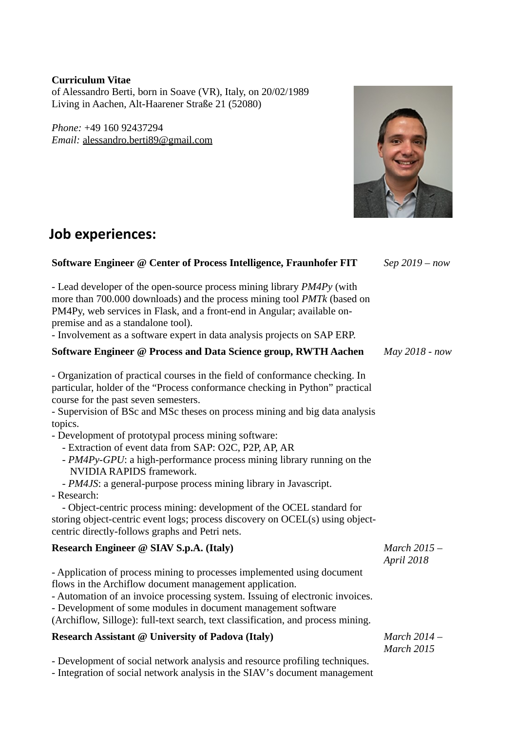**Curriculum Vitae**
of Alessandro Berti, born in Soave (VR), Italy, on 20/02/1989
Living in Aachen, Alt-Haarener Straße 21 (52080)

*Phone:* +49 160 92437294
*Email:* alessandro.berti89@gmail.com

## Job experiences:

**Software Engineer @ Center of Process Intelligence, Fraunhofer FIT** — *Sep 2019 – now*

- Lead developer of the open-source process mining library *PM4Py* (with more than 700.000 downloads) and the process mining tool *PMTk* (based on PM4Py, web services in Flask, and a front-end in Angular; available on-premise and as a standalone tool).
- Involvement as a software expert in data analysis projects on SAP ERP.

**Software Engineer @ Process and Data Science group, RWTH Aachen** — *May 2018 - now*

- Organization of practical courses in the field of conformance checking. In particular, holder of the “Process conformance checking in Python” practical course for the past seven semesters.
- Supervision of BSc and MSc theses on process mining and big data analysis topics.
- Development of prototypal process mining software:
  - Extraction of event data from SAP: O2C, P2P, AP, AR
  - *PM4Py-GPU*: a high-performance process mining library running on the NVIDIA RAPIDS framework.
  - *PM4JS*: a general-purpose process mining library in Javascript.
- Research:
  - Object-centric process mining: development of the OCEL standard for storing object-centric event logs; process discovery on OCEL(s) using object-centric directly-follows graphs and Petri nets.

**Research Engineer @ SIAV S.p.A. (Italy)** — *March 2015 – April 2018*

- Application of process mining to processes implemented using document flows in the Archiflow document management application.
- Automation of an invoice processing system. Issuing of electronic invoices.
- Development of some modules in document management software (Archiflow, Silloge): full-text search, text classification, and process mining.

**Research Assistant @ University of Padova (Italy)** — *March 2014 – March 2015*

- Development of social network analysis and resource profiling techniques.
- Integration of social network analysis in the SIAV’s document management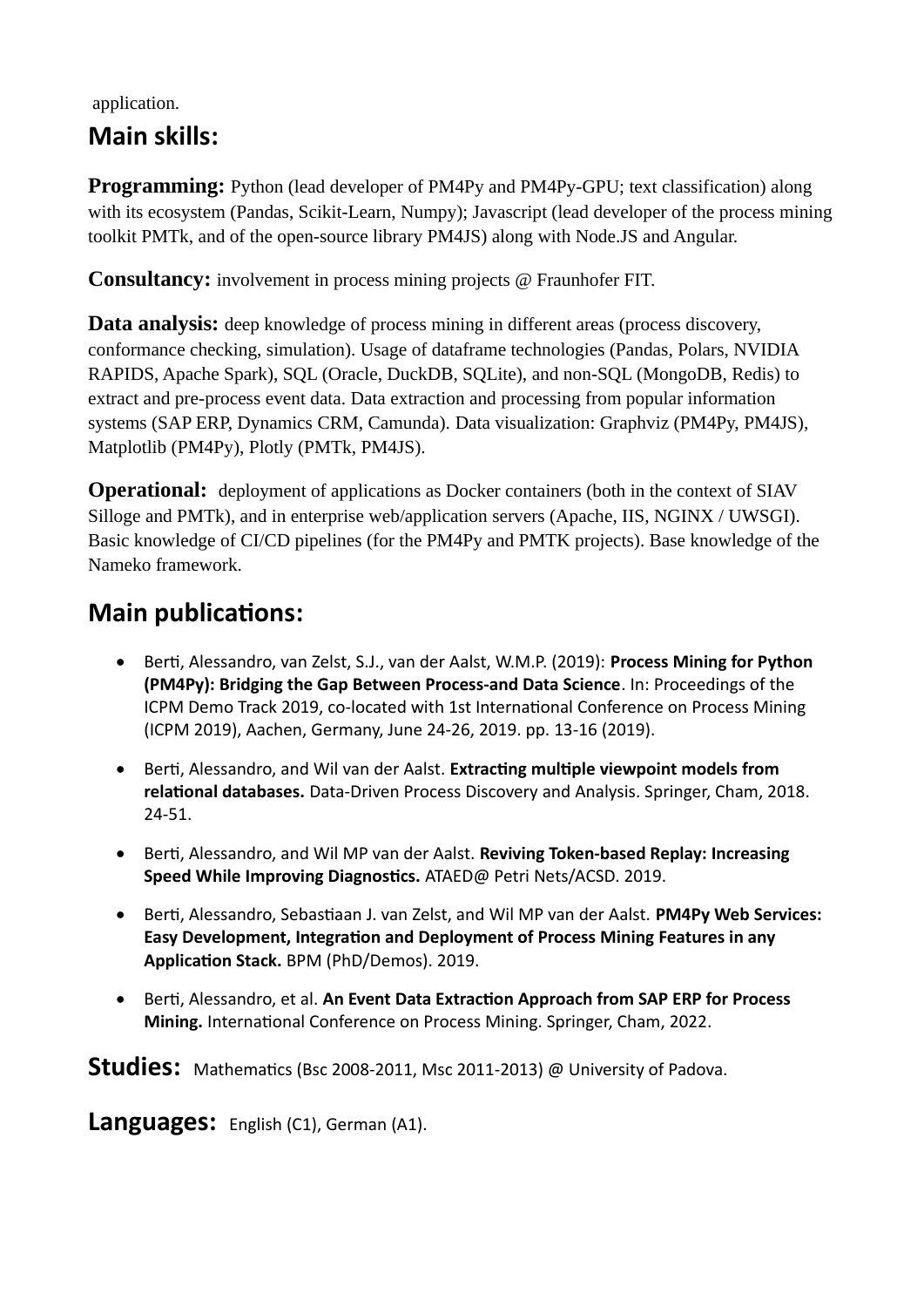application.

## Main skills:

**Programming:** Python (lead developer of PM4Py and PM4Py-GPU; text classification) along with its ecosystem (Pandas, Scikit-Learn, Numpy); Javascript (lead developer of the process mining toolkit PMTk, and of the open-source library PM4JS) along with Node.JS and Angular.

**Consultancy:** involvement in process mining projects @ Fraunhofer FIT.

**Data analysis:** deep knowledge of process mining in different areas (process discovery, conformance checking, simulation). Usage of dataframe technologies (Pandas, Polars, NVIDIA RAPIDS, Apache Spark), SQL (Oracle, DuckDB, SQLite), and non-SQL (MongoDB, Redis) to extract and pre-process event data. Data extraction and processing from popular information systems (SAP ERP, Dynamics CRM, Camunda). Data visualization: Graphviz (PM4Py, PM4JS), Matplotlib (PM4Py), Plotly (PMTk, PM4JS).

**Operational:** deployment of applications as Docker containers (both in the context of SIAV Silloge and PMTk), and in enterprise web/application servers (Apache, IIS, NGINX / UWSGI). Basic knowledge of CI/CD pipelines (for the PM4Py and PMTK projects). Base knowledge of the Nameko framework.

## Main publications:

- Berti, Alessandro, van Zelst, S.J., van der Aalst, W.M.P. (2019): **Process Mining for Python (PM4Py): Bridging the Gap Between Process-and Data Science**. In: Proceedings of the ICPM Demo Track 2019, co-located with 1st International Conference on Process Mining (ICPM 2019), Aachen, Germany, June 24-26, 2019. pp. 13-16 (2019).
- Berti, Alessandro, and Wil van der Aalst. **Extracting multiple viewpoint models from relational databases.** Data-Driven Process Discovery and Analysis. Springer, Cham, 2018. 24-51.
- Berti, Alessandro, and Wil MP van der Aalst. **Reviving Token-based Replay: Increasing Speed While Improving Diagnostics.** ATAED@ Petri Nets/ACSD. 2019.
- Berti, Alessandro, Sebastiaan J. van Zelst, and Wil MP van der Aalst. **PM4Py Web Services: Easy Development, Integration and Deployment of Process Mining Features in any Application Stack.** BPM (PhD/Demos). 2019.
- Berti, Alessandro, et al. **An Event Data Extraction Approach from SAP ERP for Process Mining.** International Conference on Process Mining. Springer, Cham, 2022.

## Studies: 
Mathematics (Bsc 2008-2011, Msc 2011-2013) @ University of Padova.

## Languages: 
English (C1), German (A1).